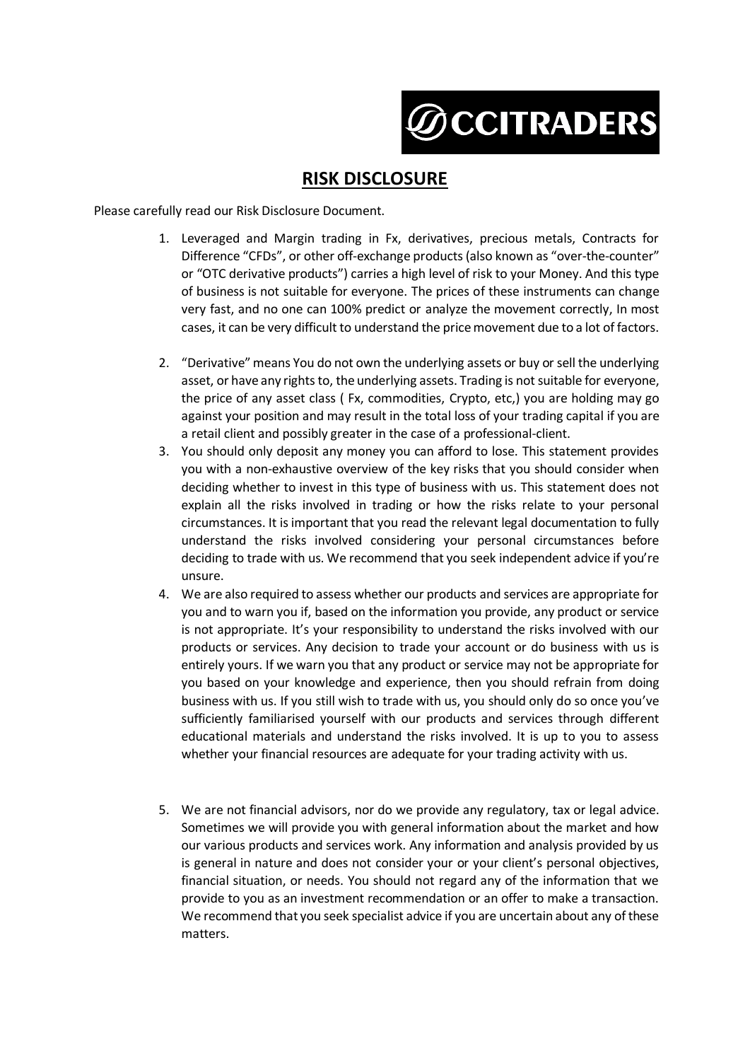# RISK DISCLOSURE

Please carefully read our Risk Disclosure Document.

1. Leveraged and Margin trading in Fx, derivatives, precious metals, Contracts for Difference "CFDs", or other off-exchange products (also known as "over-the-counter" or "OTC derivative products") carries a high level of risk to your Money. And this type of business is not suitable for everyone. The prices of these instruments can change very fast, and no one can 100% predict or analyze the movement correctly, In most cases, it can be very difficult to understand the price movement due to a lot of factors.

2. "Derivative" means You do not own the underlying assets or buy or sell the underlying asset, or have any rights to, the underlying assets. Trading is not suitable for everyone, the price of any asset class ( Fx, commodities, Crypto, etc,) you are holding may go against your position and may result in the total loss of your trading capital if you are a retail client and possibly greater in the case of a professional-client.
3. You should only deposit any money you can afford to lose. This statement provides you with a non-exhaustive overview of the key risks that you should consider when deciding whether to invest in this type of business with us. This statement does not explain all the risks involved in trading or how the risks relate to your personal circumstances. It is important that you read the relevant legal documentation to fully understand the risks involved considering your personal circumstances before deciding to trade with us. We recommend that you seek independent advice if you're unsure.
4. We are also required to assess whether our products and services are appropriate for you and to warn you if, based on the information you provide, any product or service is not appropriate. It's your responsibility to understand the risks involved with our products or services. Any decision to trade your account or do business with us is entirely yours. If we warn you that any product or service may not be appropriate for you based on your knowledge and experience, then you should refrain from doing business with us. If you still wish to trade with us, you should only do so once you've sufficiently familiarised yourself with our products and services through different educational materials and understand the risks involved. It is up to you to assess whether your financial resources are adequate for your trading activity with us.

5. We are not financial advisors, nor do we provide any regulatory, tax or legal advice. Sometimes we will provide you with general information about the market and how our various products and services work. Any information and analysis provided by us is general in nature and does not consider your or your client's personal objectives, financial situation, or needs. You should not regard any of the information that we provide to you as an investment recommendation or an offer to make a transaction. We recommend that you seek specialist advice if you are uncertain about any of these matters.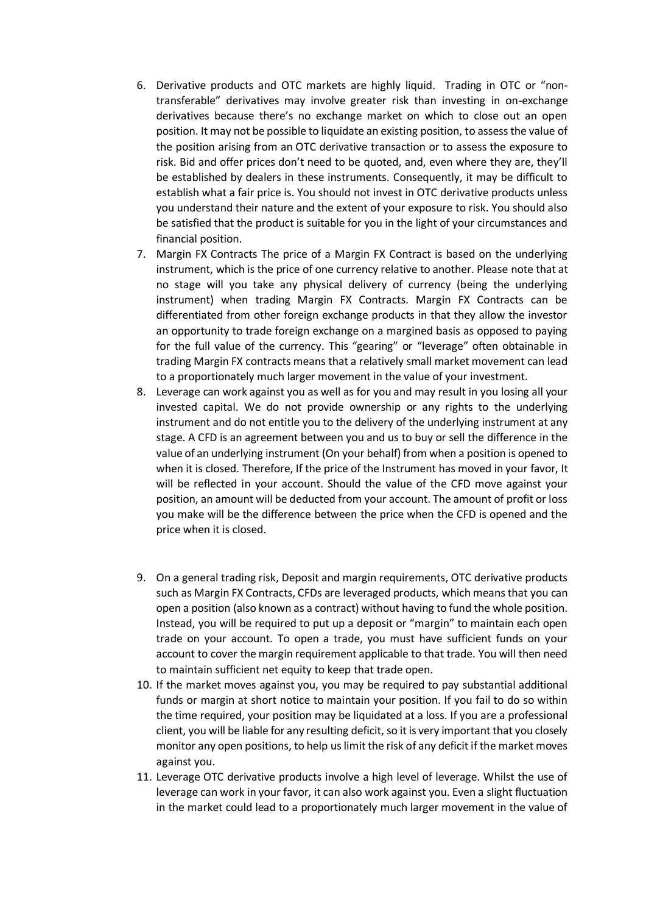6. Derivative products and OTC markets are highly liquid. Trading in OTC or "non-transferable" derivatives may involve greater risk than investing in on-exchange derivatives because there's no exchange market on which to close out an open position. It may not be possible to liquidate an existing position, to assess the value of the position arising from an OTC derivative transaction or to assess the exposure to risk. Bid and offer prices don't need to be quoted, and, even where they are, they'll be established by dealers in these instruments. Consequently, it may be difficult to establish what a fair price is. You should not invest in OTC derivative products unless you understand their nature and the extent of your exposure to risk. You should also be satisfied that the product is suitable for you in the light of your circumstances and financial position.
7. Margin FX Contracts The price of a Margin FX Contract is based on the underlying instrument, which is the price of one currency relative to another. Please note that at no stage will you take any physical delivery of currency (being the underlying instrument) when trading Margin FX Contracts. Margin FX Contracts can be differentiated from other foreign exchange products in that they allow the investor an opportunity to trade foreign exchange on a margined basis as opposed to paying for the full value of the currency. This "gearing" or "leverage" often obtainable in trading Margin FX contracts means that a relatively small market movement can lead to a proportionately much larger movement in the value of your investment.
8. Leverage can work against you as well as for you and may result in you losing all your invested capital. We do not provide ownership or any rights to the underlying instrument and do not entitle you to the delivery of the underlying instrument at any stage. A CFD is an agreement between you and us to buy or sell the difference in the value of an underlying instrument (On your behalf) from when a position is opened to when it is closed. Therefore, If the price of the Instrument has moved in your favor, It will be reflected in your account. Should the value of the CFD move against your position, an amount will be deducted from your account. The amount of profit or loss you make will be the difference between the price when the CFD is opened and the price when it is closed.
9. On a general trading risk, Deposit and margin requirements, OTC derivative products such as Margin FX Contracts, CFDs are leveraged products, which means that you can open a position (also known as a contract) without having to fund the whole position. Instead, you will be required to put up a deposit or "margin" to maintain each open trade on your account. To open a trade, you must have sufficient funds on your account to cover the margin requirement applicable to that trade. You will then need to maintain sufficient net equity to keep that trade open.
10. If the market moves against you, you may be required to pay substantial additional funds or margin at short notice to maintain your position. If you fail to do so within the time required, your position may be liquidated at a loss. If you are a professional client, you will be liable for any resulting deficit, so it is very important that you closely monitor any open positions, to help us limit the risk of any deficit if the market moves against you.
11. Leverage OTC derivative products involve a high level of leverage. Whilst the use of leverage can work in your favor, it can also work against you. Even a slight fluctuation in the market could lead to a proportionately much larger movement in the value of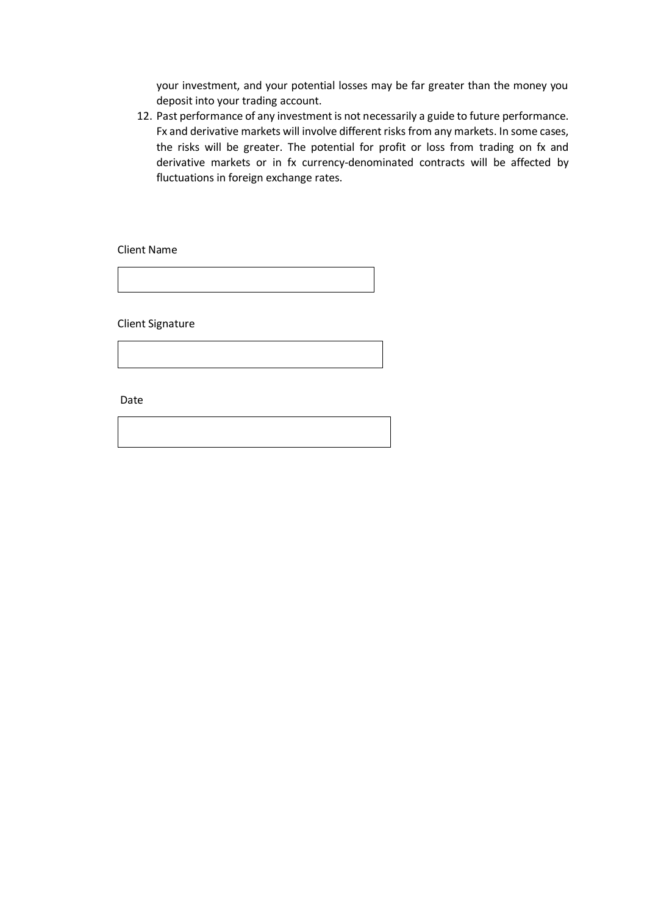your investment, and your potential losses may be far greater than the money you deposit into your trading account.

12. Past performance of any investment is not necessarily a guide to future performance. Fx and derivative markets will involve different risks from any markets. In some cases, the risks will be greater. The potential for profit or loss from trading on fx and derivative markets or in fx currency-denominated contracts will be affected by fluctuations in foreign exchange rates.

Client Name

| |
|---|
| |

Client Signature

| |
|---|
| |

Date

| |
|---|
| |